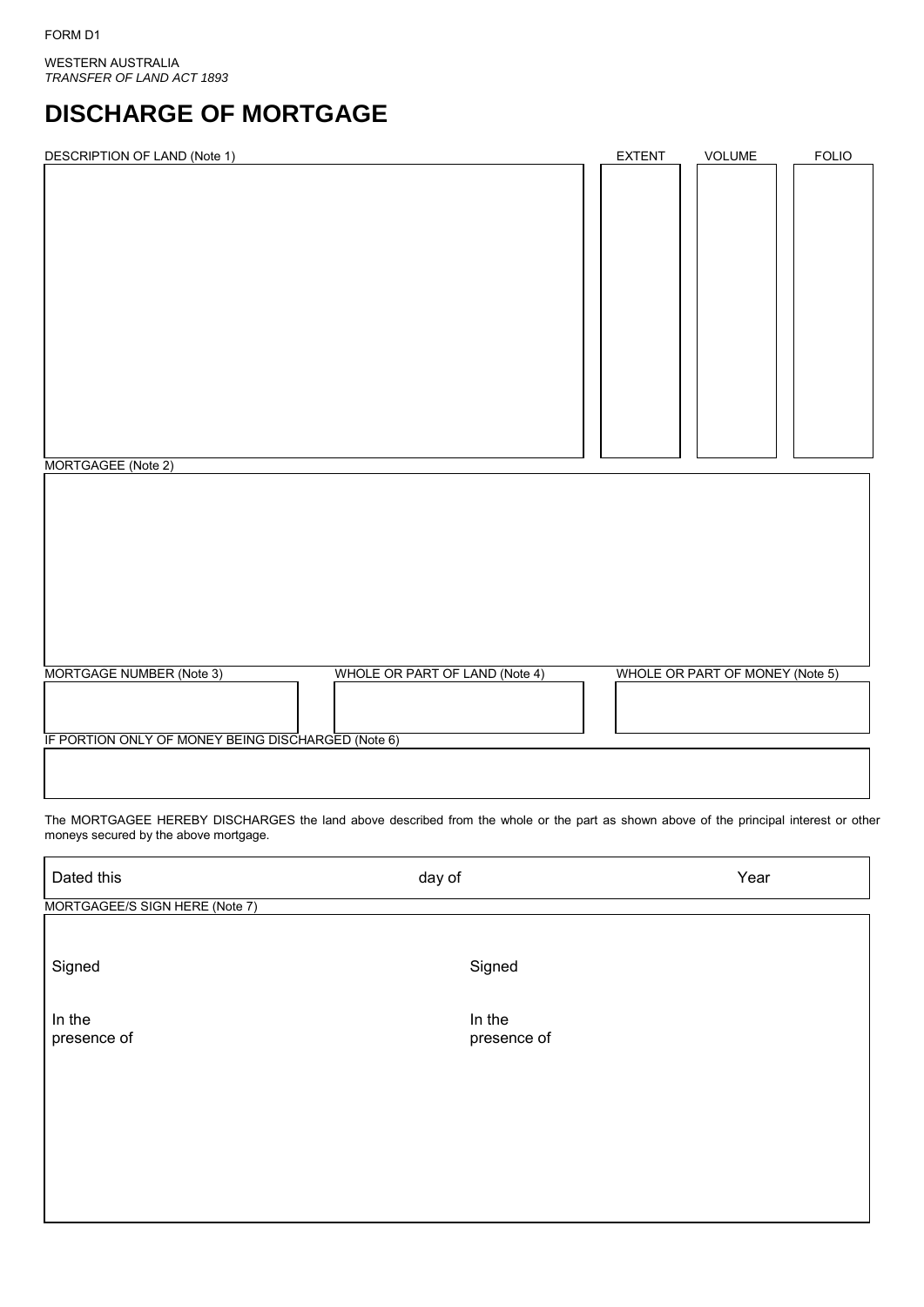FORM D1

WESTERN AUSTRALIA
*TRANSFER OF LAND ACT 1893*

# DISCHARGE OF MORTGAGE

| DESCRIPTION OF LAND (Note 1) | EXTENT | VOLUME | FOLIO |
| --- | --- | --- | --- |
| | | | |

MORTGAGEE (Note 2)

| MORTGAGE NUMBER (Note 3) | WHOLE OR PART OF LAND (Note 4) | WHOLE OR PART OF MONEY (Note 5) |
| --- | --- | --- |
| | | |

IF PORTION ONLY OF MONEY BEING DISCHARGED (Note 6)

The MORTGAGEE HEREBY DISCHARGES the land above described from the whole or the part as shown above of the principal interest or other moneys secured by the above mortgage.

Dated this day of Year

MORTGAGEE/S SIGN HERE (Note 7)

| | |
| --- | --- |
| Signed | Signed |
| In the presence of | In the presence of |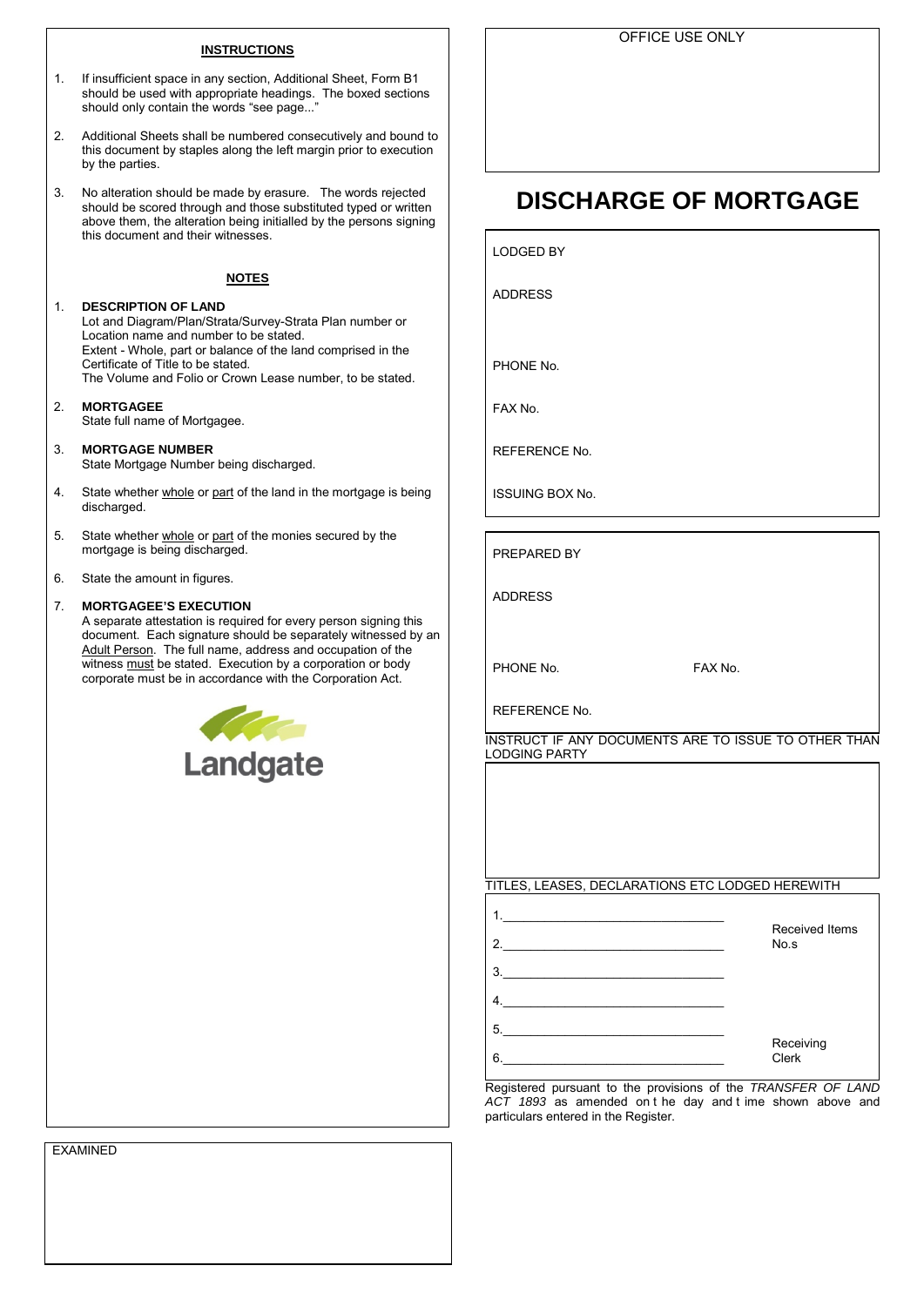## INSTRUCTIONS

1. If insufficient space in any section, Additional Sheet, Form B1 should be used with appropriate headings. The boxed sections should only contain the words "see page..."
2. Additional Sheets shall be numbered consecutively and bound to this document by staples along the left margin prior to execution by the parties.
3. No alteration should be made by erasure. The words rejected should be scored through and those substituted typed or written above them, the alteration being initialled by the persons signing this document and their witnesses.

## NOTES

1. **DESCRIPTION OF LAND**
   Lot and Diagram/Plan/Strata/Survey-Strata Plan number or Location name and number to be stated.
   Extent - Whole, part or balance of the land comprised in the Certificate of Title to be stated.
   The Volume and Folio or Crown Lease number, to be stated.
2. **MORTGAGEE**
   State full name of Mortgagee.
3. **MORTGAGE NUMBER**
   State Mortgage Number being discharged.
4. State whether whole or part of the land in the mortgage is being discharged.
5. State whether whole or part of the monies secured by the mortgage is being discharged.
6. State the amount in figures.
7. **MORTGAGEE'S EXECUTION**
   A separate attestation is required for every person signing this document. Each signature should be separately witnessed by an Adult Person. The full name, address and occupation of the witness must be stated. Execution by a corporation or body corporate must be in accordance with the Corporation Act.

Landgate

EXAMINED

OFFICE USE ONLY

# DISCHARGE OF MORTGAGE

LODGED BY

ADDRESS

PHONE No.

FAX No.

REFERENCE No.

ISSUING BOX No.

PREPARED BY

ADDRESS

PHONE No. FAX No.

REFERENCE No.

INSTRUCT IF ANY DOCUMENTS ARE TO ISSUE TO OTHER THAN LODGING PARTY

TITLES, LEASES, DECLARATIONS ETC LODGED HEREWITH

1. ______________________________
2. ______________________________
3. ______________________________
4. ______________________________
5. ______________________________
6. ______________________________

Received Items No.s

Receiving Clerk

Registered pursuant to the provisions of the *TRANSFER OF LAND ACT 1893* as amended on the day and time shown above and particulars entered in the Register.